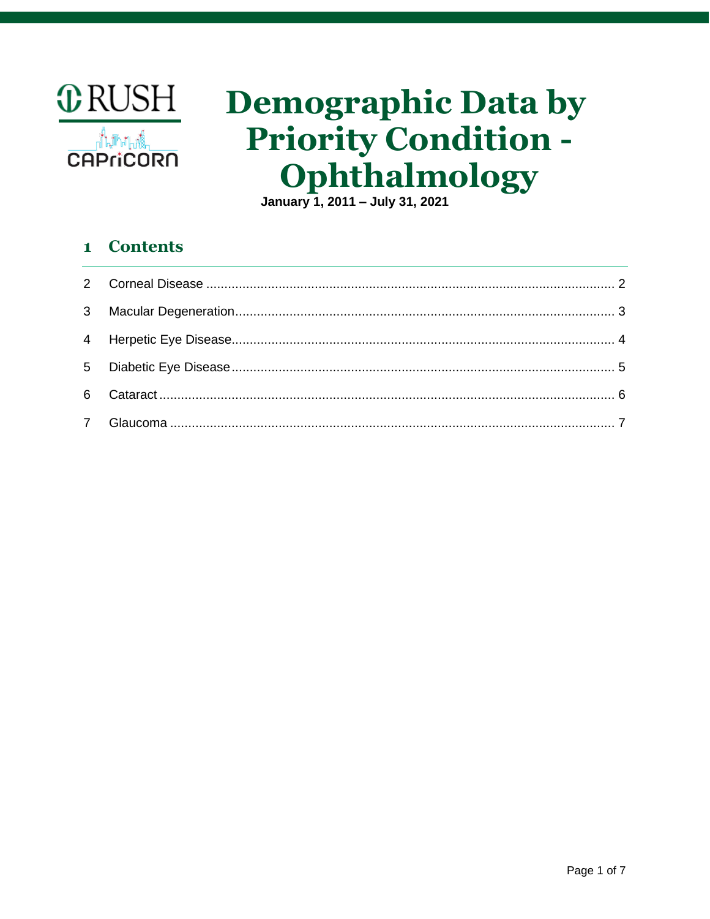RUSH

CAPriCORN

# Demographic Data by Priority Condition - Ophthalmology

**January 1, 2011 – July 31, 2021**

## 1 Contents

| | | |
|---|---|---|
| 2 | Corneal Disease | 2 |
| 3 | Macular Degeneration | 3 |
| 4 | Herpetic Eye Disease | 4 |
| 5 | Diabetic Eye Disease | 5 |
| 6 | Cataract | 6 |
| 7 | Glaucoma | 7 |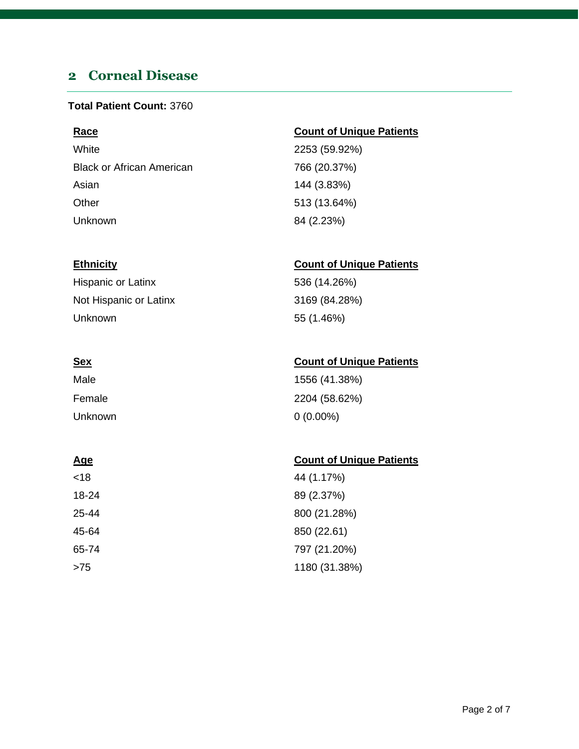## 2 Corneal Disease

**Total Patient Count:** 3760

| Race | Count of Unique Patients |
|---|---|
| White | 2253 (59.92%) |
| Black or African American | 766 (20.37%) |
| Asian | 144 (3.83%) |
| Other | 513 (13.64%) |
| Unknown | 84 (2.23%) |

| Ethnicity | Count of Unique Patients |
|---|---|
| Hispanic or Latinx | 536 (14.26%) |
| Not Hispanic or Latinx | 3169 (84.28%) |
| Unknown | 55 (1.46%) |

| Sex | Count of Unique Patients |
|---|---|
| Male | 1556 (41.38%) |
| Female | 2204 (58.62%) |
| Unknown | 0 (0.00%) |

| Age | Count of Unique Patients |
|---|---|
| <18 | 44 (1.17%) |
| 18-24 | 89 (2.37%) |
| 25-44 | 800 (21.28%) |
| 45-64 | 850 (22.61) |
| 65-74 | 797 (21.20%) |
| >75 | 1180 (31.38%) |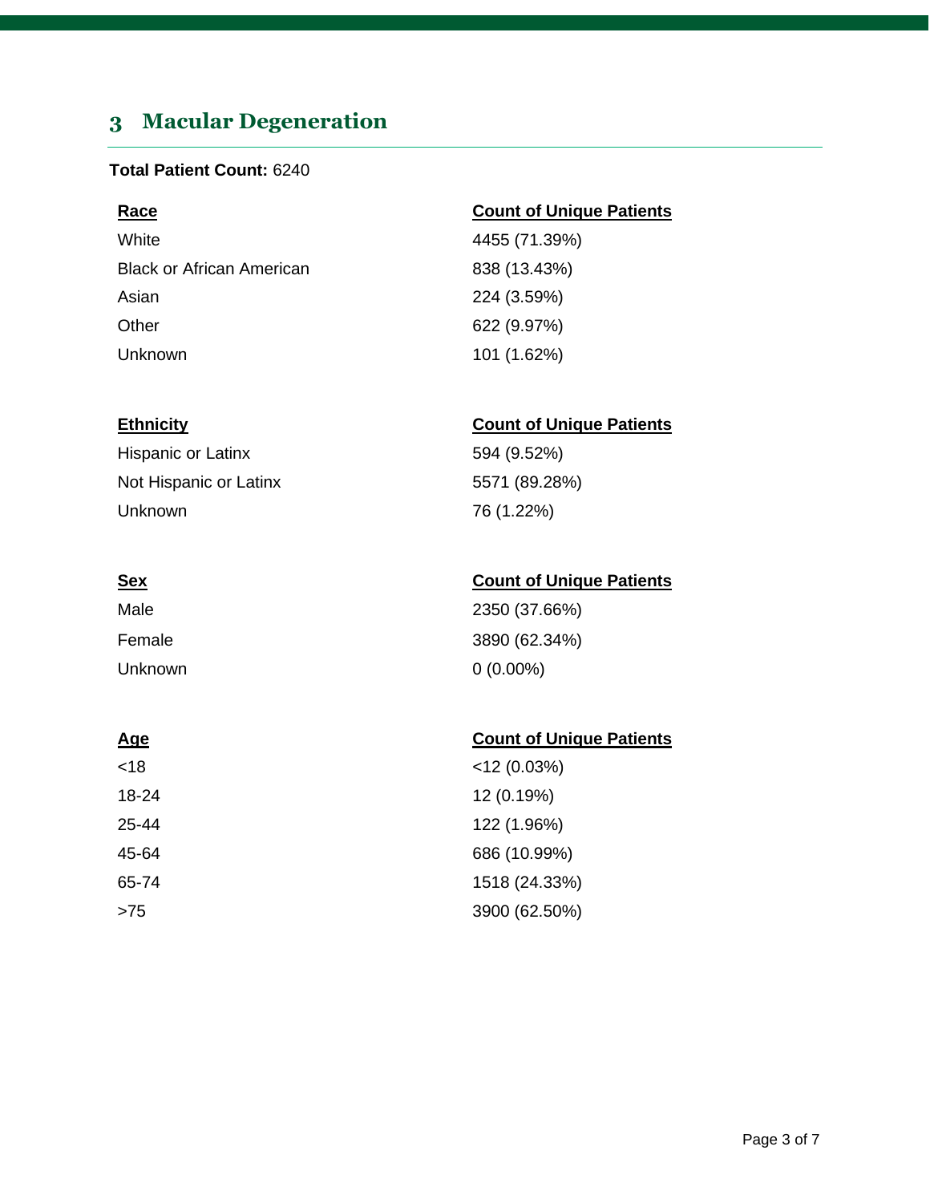## 3 Macular Degeneration

**Total Patient Count:** 6240

| Race | Count of Unique Patients |
|---|---|
| White | 4455 (71.39%) |
| Black or African American | 838 (13.43%) |
| Asian | 224 (3.59%) |
| Other | 622 (9.97%) |
| Unknown | 101 (1.62%) |

| Ethnicity | Count of Unique Patients |
|---|---|
| Hispanic or Latinx | 594 (9.52%) |
| Not Hispanic or Latinx | 5571 (89.28%) |
| Unknown | 76 (1.22%) |

| Sex | Count of Unique Patients |
|---|---|
| Male | 2350 (37.66%) |
| Female | 3890 (62.34%) |
| Unknown | 0 (0.00%) |

| Age | Count of Unique Patients |
|---|---|
| <18 | <12 (0.03%) |
| 18-24 | 12 (0.19%) |
| 25-44 | 122 (1.96%) |
| 45-64 | 686 (10.99%) |
| 65-74 | 1518 (24.33%) |
| >75 | 3900 (62.50%) |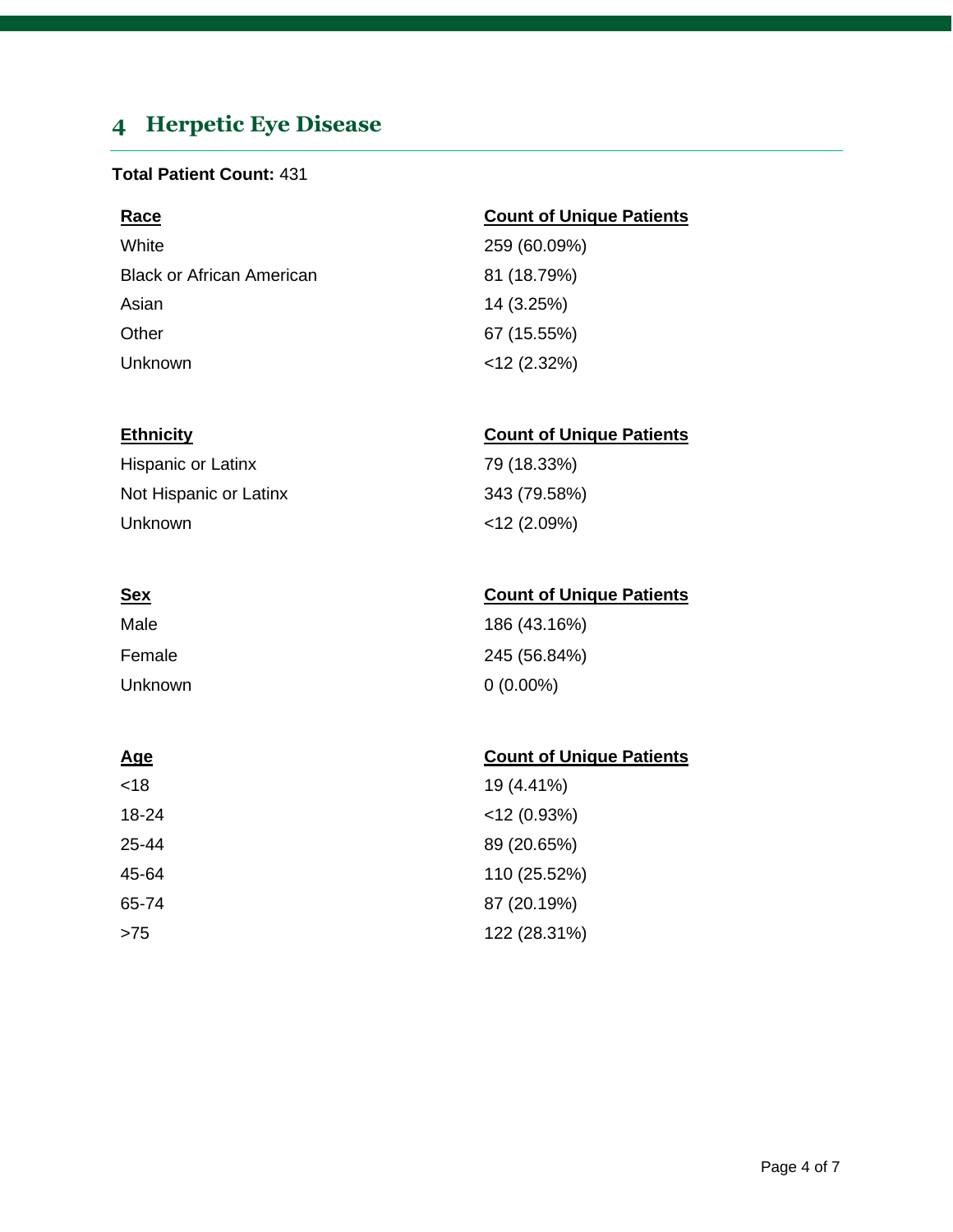## 4 Herpetic Eye Disease

**Total Patient Count:** 431

| Race | Count of Unique Patients |
|---|---|
| White | 259 (60.09%) |
| Black or African American | 81 (18.79%) |
| Asian | 14 (3.25%) |
| Other | 67 (15.55%) |
| Unknown | <12 (2.32%) |

| Ethnicity | Count of Unique Patients |
|---|---|
| Hispanic or Latinx | 79 (18.33%) |
| Not Hispanic or Latinx | 343 (79.58%) |
| Unknown | <12 (2.09%) |

| Sex | Count of Unique Patients |
|---|---|
| Male | 186 (43.16%) |
| Female | 245 (56.84%) |
| Unknown | 0 (0.00%) |

| Age | Count of Unique Patients |
|---|---|
| <18 | 19 (4.41%) |
| 18-24 | <12 (0.93%) |
| 25-44 | 89 (20.65%) |
| 45-64 | 110 (25.52%) |
| 65-74 | 87 (20.19%) |
| >75 | 122 (28.31%) |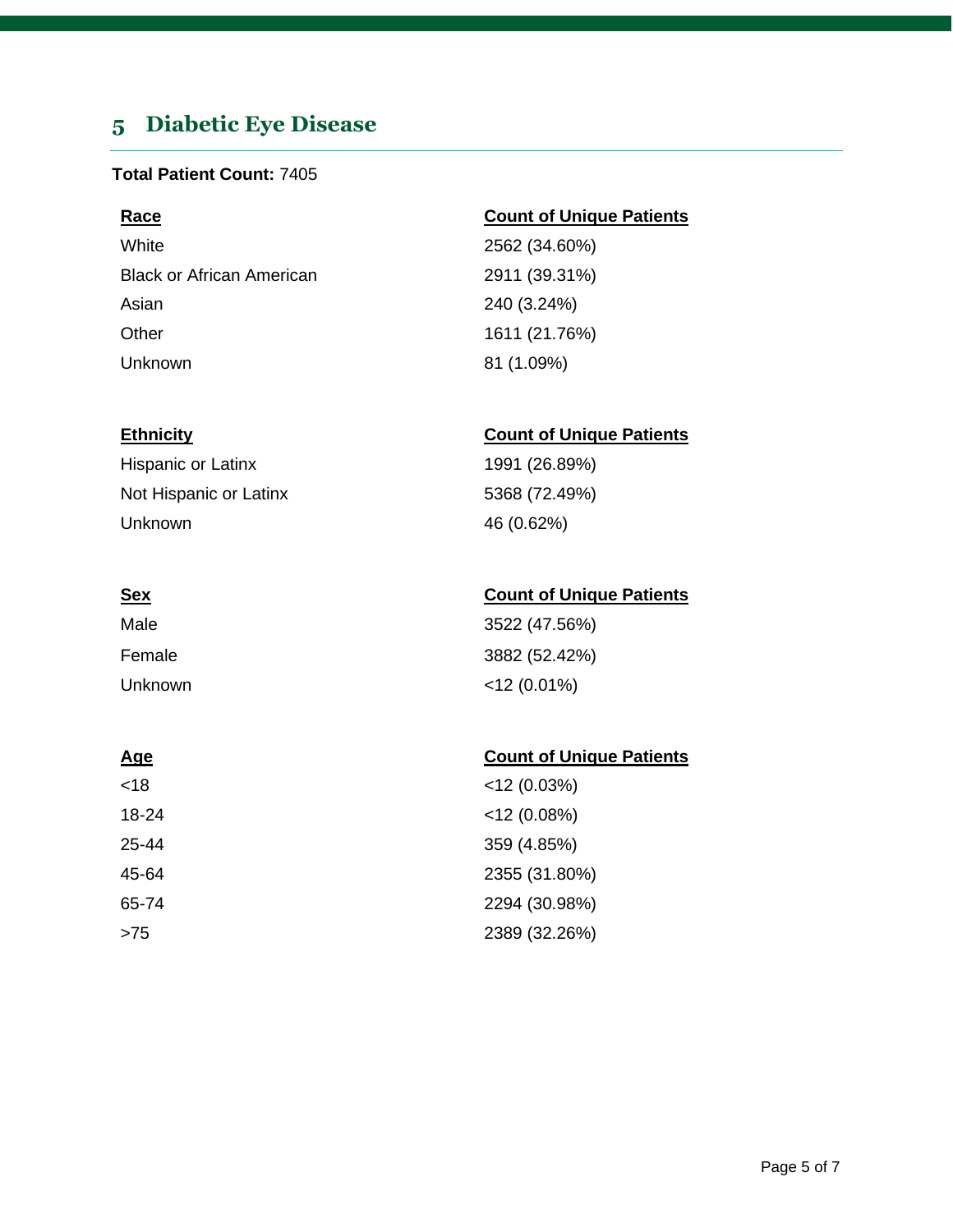## 5 Diabetic Eye Disease

**Total Patient Count:** 7405

| Race | Count of Unique Patients |
| --- | --- |
| White | 2562 (34.60%) |
| Black or African American | 2911 (39.31%) |
| Asian | 240 (3.24%) |
| Other | 1611 (21.76%) |
| Unknown | 81 (1.09%) |

| Ethnicity | Count of Unique Patients |
| --- | --- |
| Hispanic or Latinx | 1991 (26.89%) |
| Not Hispanic or Latinx | 5368 (72.49%) |
| Unknown | 46 (0.62%) |

| Sex | Count of Unique Patients |
| --- | --- |
| Male | 3522 (47.56%) |
| Female | 3882 (52.42%) |
| Unknown | <12 (0.01%) |

| Age | Count of Unique Patients |
| --- | --- |
| <18 | <12 (0.03%) |
| 18-24 | <12 (0.08%) |
| 25-44 | 359 (4.85%) |
| 45-64 | 2355 (31.80%) |
| 65-74 | 2294 (30.98%) |
| >75 | 2389 (32.26%) |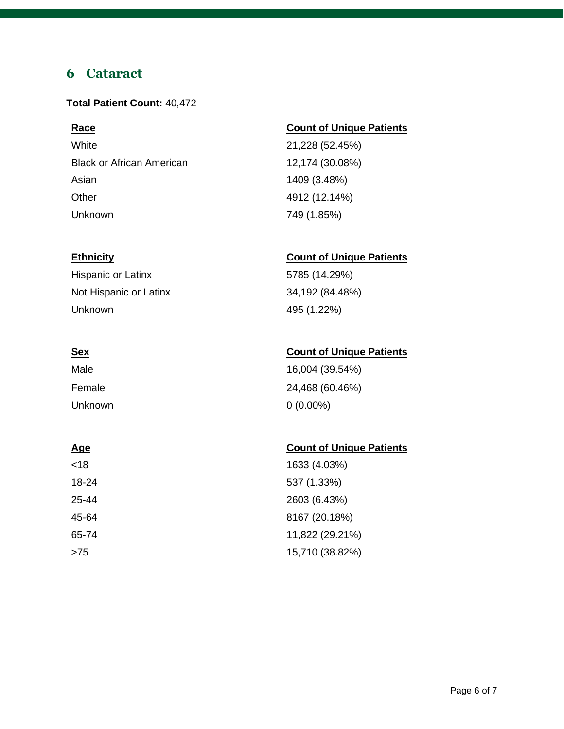# 6 Cataract

**Total Patient Count:** 40,472

| Race | Count of Unique Patients |
| --- | --- |
| White | 21,228 (52.45%) |
| Black or African American | 12,174 (30.08%) |
| Asian | 1409 (3.48%) |
| Other | 4912 (12.14%) |
| Unknown | 749 (1.85%) |

| Ethnicity | Count of Unique Patients |
| --- | --- |
| Hispanic or Latinx | 5785 (14.29%) |
| Not Hispanic or Latinx | 34,192 (84.48%) |
| Unknown | 495 (1.22%) |

| Sex | Count of Unique Patients |
| --- | --- |
| Male | 16,004 (39.54%) |
| Female | 24,468 (60.46%) |
| Unknown | 0 (0.00%) |

| Age | Count of Unique Patients |
| --- | --- |
| <18 | 1633 (4.03%) |
| 18-24 | 537 (1.33%) |
| 25-44 | 2603 (6.43%) |
| 45-64 | 8167 (20.18%) |
| 65-74 | 11,822 (29.21%) |
| >75 | 15,710 (38.82%) |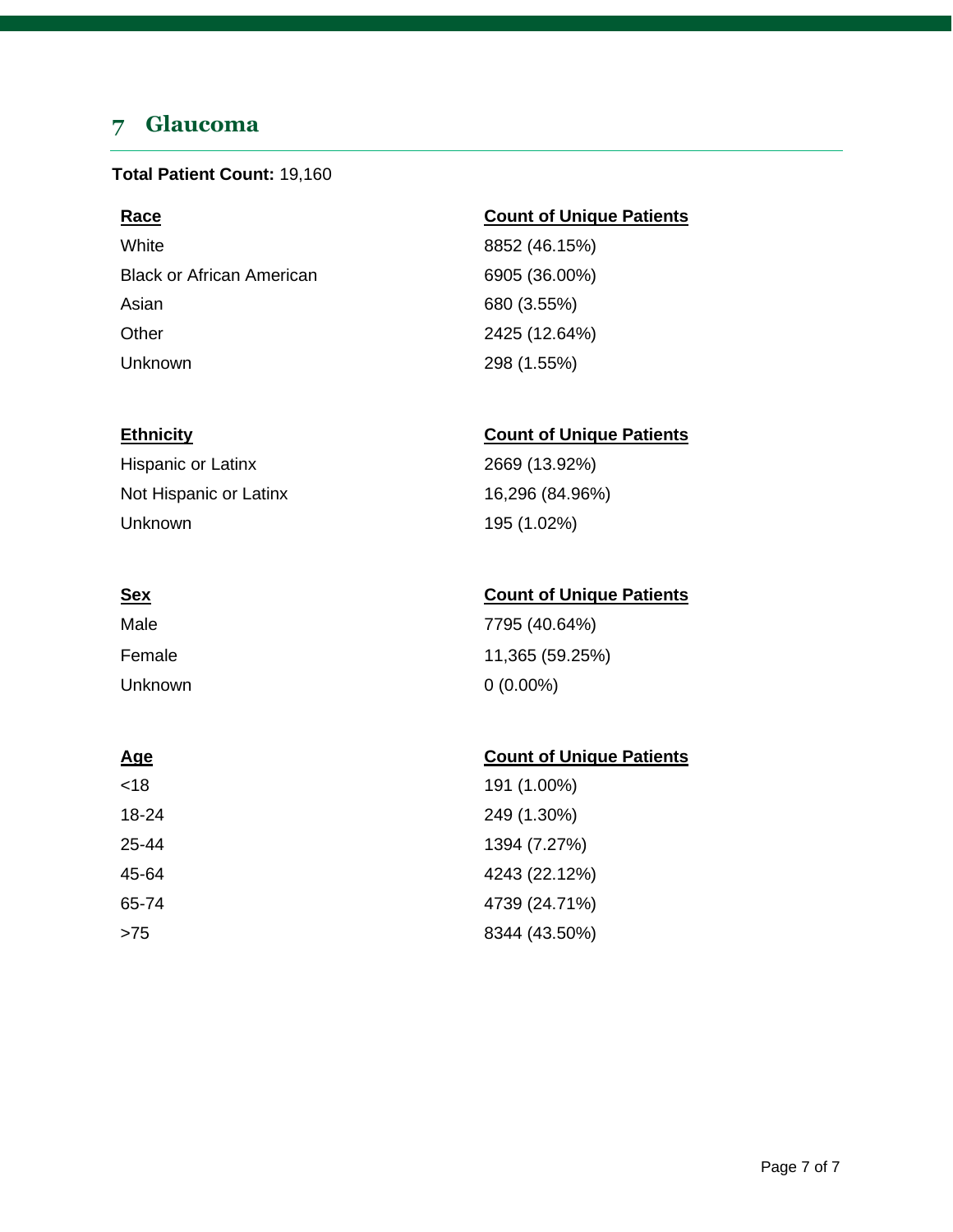## 7 Glaucoma

**Total Patient Count:** 19,160

| Race | Count of Unique Patients |
|---|---|
| White | 8852 (46.15%) |
| Black or African American | 6905 (36.00%) |
| Asian | 680 (3.55%) |
| Other | 2425 (12.64%) |
| Unknown | 298 (1.55%) |

| Ethnicity | Count of Unique Patients |
|---|---|
| Hispanic or Latinx | 2669 (13.92%) |
| Not Hispanic or Latinx | 16,296 (84.96%) |
| Unknown | 195 (1.02%) |

| Sex | Count of Unique Patients |
|---|---|
| Male | 7795 (40.64%) |
| Female | 11,365 (59.25%) |
| Unknown | 0 (0.00%) |

| Age | Count of Unique Patients |
|---|---|
| <18 | 191 (1.00%) |
| 18-24 | 249 (1.30%) |
| 25-44 | 1394 (7.27%) |
| 45-64 | 4243 (22.12%) |
| 65-74 | 4739 (24.71%) |
| >75 | 8344 (43.50%) |